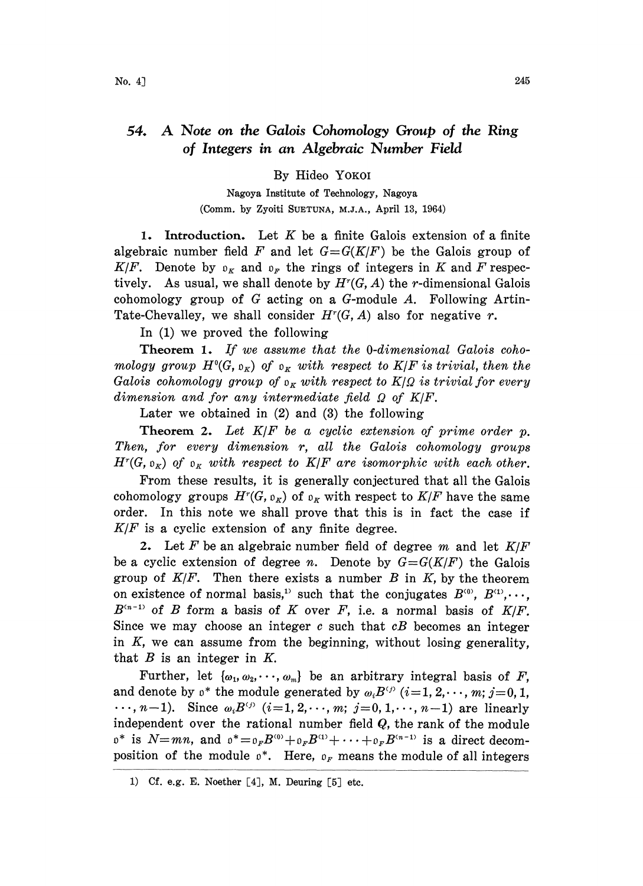# 54. A Note on the Galois Cohomology Group of the Ring of Integers in an Algebraic Number Field

By Hideo YOKOI

Nagoya Institute of Technology, Nagoya

(Comm. by Zyoiti SUETUNA, M.J.A., April 13, 1964)

**1. Introduction.** Let $K$ be a finite Galois extension of a finite algebraic number field $F$ and let $G=G(K/F)$ be the Galois group of $K/F$. Denote by $\mathfrak{o}_K$ and $\mathfrak{o}_F$ the rings of integers in $K$ and $F$ respectively. As usual, we shall denote by $H^r(G, A)$ the $r$-dimensional Galois cohomology group of $G$ acting on a $G$-module $A$. Following Artin-Tate-Chevalley, we shall consider $H^r(G, A)$ also for negative $r$.

In (1) we proved the following

**Theorem 1.** *If we assume that the 0-dimensional Galois cohomology group $H^0(G, \mathfrak{o}_K)$ of $\mathfrak{o}_K$ with respect to $K/F$ is trivial, then the Galois cohomology group of $\mathfrak{o}_K$ with respect to $K/\Omega$ is trivial for every dimension and for any intermediate field $\Omega$ of $K/F$.*

Later we obtained in (2) and (3) the following

**Theorem 2.** *Let $K/F$ be a cyclic extension of prime order $p$. Then, for every dimension $r$, all the Galois cohomology groups $H^r(G, \mathfrak{o}_K)$ of $\mathfrak{o}_K$ with respect to $K/F$ are isomorphic with each other.*

From these results, it is generally conjectured that all the Galois cohomology groups $H^r(G, \mathfrak{o}_K)$ of $\mathfrak{o}_K$ with respect to $K/F$ have the same order. In this note we shall prove that this is in fact the case if $K/F$ is a cyclic extension of any finite degree.

**2.** Let $F$ be an algebraic number field of degree $m$ and let $K/F$ be a cyclic extension of degree $n$. Denote by $G=G(K/F)$ the Galois group of $K/F$. Then there exists a number $B$ in $K$, by the theorem on existence of normal basis,[1] such that the conjugates $B^{(0)}, B^{(1)}, \cdots, B^{(n-1)}$ of $B$ form a basis of $K$ over $F$, i.e. a normal basis of $K/F$. Since we may choose an integer $c$ such that $cB$ becomes an integer in $K$, we can assume from the beginning, without losing generality, that $B$ is an integer in $K$.

Further, let $\{\omega_1, \omega_2, \cdots, \omega_m\}$ be an arbitrary integral basis of $F$, and denote by $\mathfrak{o}^*$ the module generated by $\omega_i B^{(j)}$ $(i=1, 2, \cdots, m; j=0, 1, \cdots, n-1)$. Since $\omega_i B^{(j)}$ $(i=1, 2, \cdots, m; j=0, 1, \cdots, n-1)$ are linearly independent over the rational number field $Q$, the rank of the module $\mathfrak{o}^*$ is $N=mn$, and $\mathfrak{o}^*=\mathfrak{o}_F B^{(0)}+\mathfrak{o}_F B^{(1)}+\cdots+\mathfrak{o}_F B^{(n-1)}$ is a direct decomposition of the module $\mathfrak{o}^*$. Here, $\mathfrak{o}_F$ means the module of all integers

1) Cf. e.g. E. Noether [4], M. Deuring [5] etc.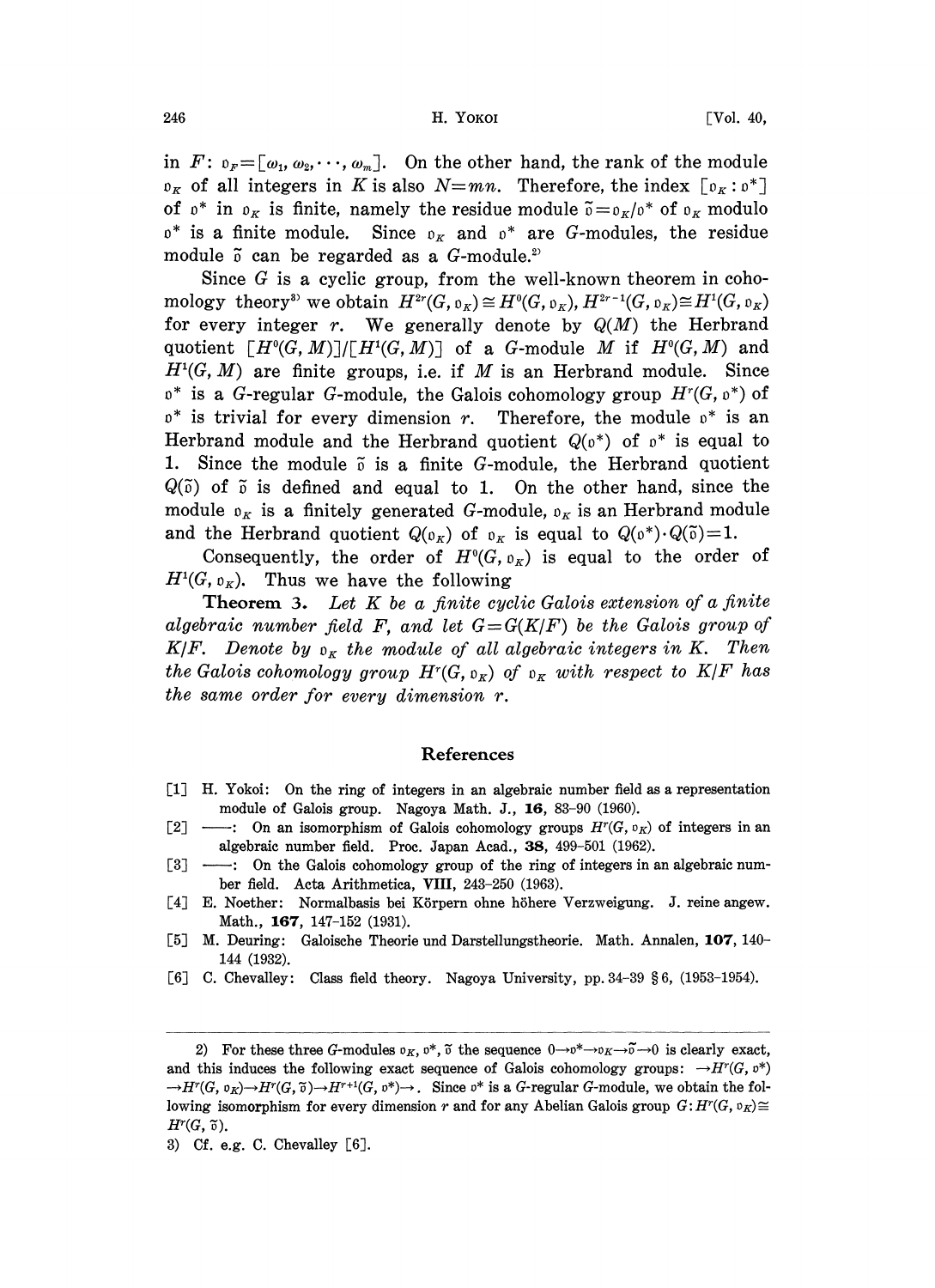in $F$: $\mathfrak{o}_F=[\omega_1, \omega_2, \cdots, \omega_m]$. On the other hand, the rank of the module $\mathfrak{o}_K$ of all integers in $K$ is also $N=mn$. Therefore, the index $[\mathfrak{o}_K : \mathfrak{o}^*]$ of $\mathfrak{o}^*$ in $\mathfrak{o}_K$ is finite, namely the residue module $\tilde{\mathfrak{o}}=\mathfrak{o}_K/\mathfrak{o}^*$ of $\mathfrak{o}_K$ modulo $\mathfrak{o}^*$ is a finite module. Since $\mathfrak{o}_K$ and $\mathfrak{o}^*$ are $G$-modules, the residue module $\tilde{\mathfrak{o}}$ can be regarded as a $G$-module.[2]

Since $G$ is a cyclic group, from the well-known theorem in cohomology theory[3] we obtain $H^{2r}(G, \mathfrak{o}_K)\cong H^0(G, \mathfrak{o}_K)$, $H^{2r-1}(G, \mathfrak{o}_K)\cong H^1(G, \mathfrak{o}_K)$ for every integer $r$. We generally denote by $Q(M)$ the Herbrand quotient $[H^0(G, M)]/[H^1(G, M)]$ of a $G$-module $M$ if $H^0(G, M)$ and $H^1(G, M)$ are finite groups, i.e. if $M$ is an Herbrand module. Since $\mathfrak{o}^*$ is a $G$-regular $G$-module, the Galois cohomology group $H^r(G, \mathfrak{o}^*)$ of $\mathfrak{o}^*$ is trivial for every dimension $r$. Therefore, the module $\mathfrak{o}^*$ is an Herbrand module and the Herbrand quotient $Q(\mathfrak{o}^*)$ of $\mathfrak{o}^*$ is equal to 1. Since the module $\tilde{\mathfrak{o}}$ is a finite $G$-module, the Herbrand quotient $Q(\tilde{\mathfrak{o}})$ of $\tilde{\mathfrak{o}}$ is defined and equal to 1. On the other hand, since the module $\mathfrak{o}_K$ is a finitely generated $G$-module, $\mathfrak{o}_K$ is an Herbrand module and the Herbrand quotient $Q(\mathfrak{o}_K)$ of $\mathfrak{o}_K$ is equal to $Q(\mathfrak{o}^*)\cdot Q(\tilde{\mathfrak{o}})=1$.

Consequently, the order of $H^0(G, \mathfrak{o}_K)$ is equal to the order of $H^1(G, \mathfrak{o}_K)$. Thus we have the following

**Theorem 3.** *Let $K$ be a finite cyclic Galois extension of a finite algebraic number field $F$, and let $G=G(K/F)$ be the Galois group of $K/F$. Denote by $\mathfrak{o}_K$ the module of all algebraic integers in $K$. Then the Galois cohomology group $H^r(G, \mathfrak{o}_K)$ of $\mathfrak{o}_K$ with respect to $K/F$ has the same order for every dimension $r$.*

## References

[1] H. Yokoi: On the ring of integers in an algebraic number field as a representation module of Galois group. Nagoya Math. J., **16**, 83–90 (1960).

[2] ——: On an isomorphism of Galois cohomology groups $H^r(G, \mathfrak{o}_K)$ of integers in an algebraic number field. Proc. Japan Acad., **38**, 499–501 (1962).

[3] ——: On the Galois cohomology group of the ring of integers in an algebraic number field. Acta Arithmetica, **VIII**, 243–250 (1963).

[4] E. Noether: Normalbasis bei Körpern ohne höhere Verzweigung. J. reine angew. Math., **167**, 147–152 (1931).

[5] M. Deuring: Galoische Theorie und Darstellungstheorie. Math. Annalen, **107**, 140–144 (1932).

[6] C. Chevalley: Class field theory. Nagoya University, pp. 34–39 §6, (1953–1954).

---

2) For these three $G$-modules $\mathfrak{o}_K, \mathfrak{o}^*, \tilde{\mathfrak{o}}$ the sequence $0\rightarrow\mathfrak{o}^*\rightarrow\mathfrak{o}_K\rightarrow\tilde{\mathfrak{o}}\rightarrow 0$ is clearly exact, and this induces the following exact sequence of Galois cohomology groups: $\rightarrow H^r(G, \mathfrak{o}^*)\rightarrow H^r(G, \mathfrak{o}_K)\rightarrow H^r(G, \tilde{\mathfrak{o}})\rightarrow H^{r+1}(G, \mathfrak{o}^*)\rightarrow$. Since $\mathfrak{o}^*$ is a $G$-regular $G$-module, we obtain the following isomorphism for every dimension $r$ and for any Abelian Galois group $G$: $H^r(G, \mathfrak{o}_K)\cong H^r(G, \tilde{\mathfrak{o}})$.

3) Cf. e.g. C. Chevalley [6].